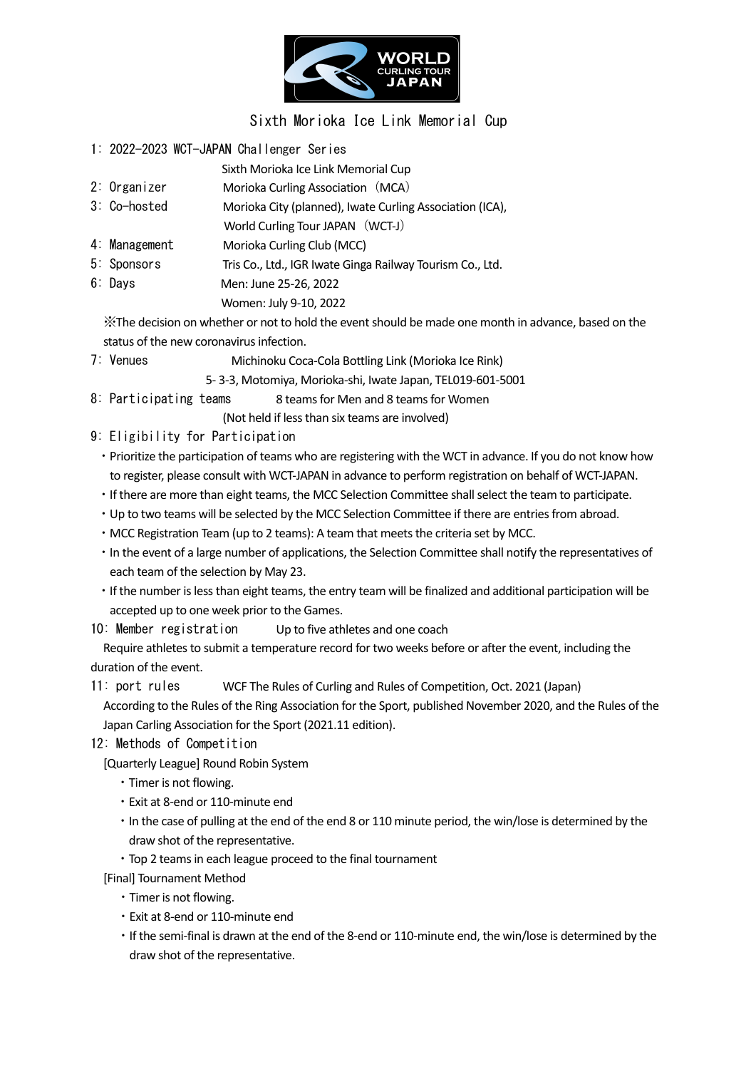WORLD CURLING TOUR JAPAN

# Sixth Morioka Ice Link Memorial Cup

1: 2022-2023 WCT-JAPAN Challenger Series
Sixth Morioka Ice Link Memorial Cup

2: Organizer Morioka Curling Association（MCA）

3: Co-hosted Morioka City (planned), Iwate Curling Association (ICA),
World Curling Tour JAPAN（WCT-J）

4: Management Morioka Curling Club (MCC)

5: Sponsors Tris Co., Ltd., IGR Iwate Ginga Railway Tourism Co., Ltd.

6: Days Men: June 25-26, 2022
Women: July 9-10, 2022

※The decision on whether or not to hold the event should be made one month in advance, based on the status of the new coronavirus infection.

7: Venues Michinoku Coca-Cola Bottling Link (Morioka Ice Rink)
5- 3-3, Motomiya, Morioka-shi, Iwate Japan, TEL019-601-5001

8: Participating teams 8 teams for Men and 8 teams for Women
(Not held if less than six teams are involved)

9: Eligibility for Participation

・Prioritize the participation of teams who are registering with the WCT in advance. If you do not know how to register, please consult with WCT-JAPAN in advance to perform registration on behalf of WCT-JAPAN.
・If there are more than eight teams, the MCC Selection Committee shall select the team to participate.
・Up to two teams will be selected by the MCC Selection Committee if there are entries from abroad.
・MCC Registration Team (up to 2 teams): A team that meets the criteria set by MCC.
・In the event of a large number of applications, the Selection Committee shall notify the representatives of each team of the selection by May 23.
・If the number is less than eight teams, the entry team will be finalized and additional participation will be accepted up to one week prior to the Games.

10: Member registration Up to five athletes and one coach
Require athletes to submit a temperature record for two weeks before or after the event, including the duration of the event.

11: port rules WCF The Rules of Curling and Rules of Competition, Oct. 2021 (Japan)
According to the Rules of the Ring Association for the Sport, published November 2020, and the Rules of the Japan Carling Association for the Sport (2021.11 edition).

12: Methods of Competition

[Quarterly League] Round Robin System

・Timer is not flowing.
・Exit at 8-end or 110-minute end
・In the case of pulling at the end of the end 8 or 110 minute period, the win/lose is determined by the draw shot of the representative.
・Top 2 teams in each league proceed to the final tournament

[Final] Tournament Method

・Timer is not flowing.
・Exit at 8-end or 110-minute end
・If the semi-final is drawn at the end of the 8-end or 110-minute end, the win/lose is determined by the draw shot of the representative.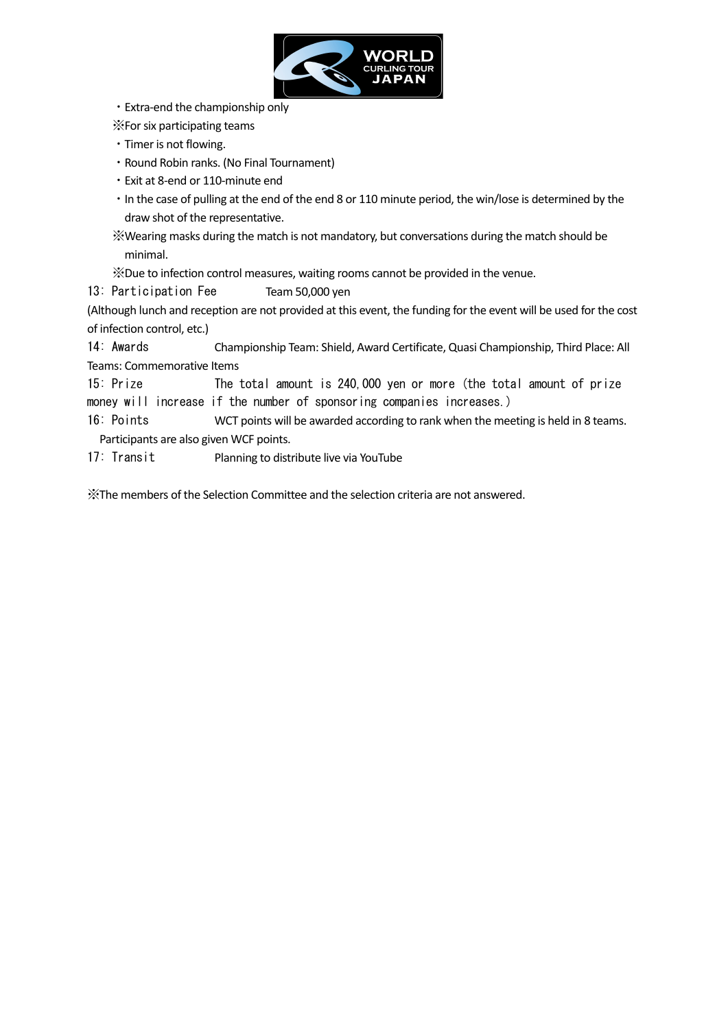・Extra-end the championship only

※For six participating teams

・Timer is not flowing.

・Round Robin ranks. (No Final Tournament)

・Exit at 8-end or 110-minute end

・In the case of pulling at the end of the end 8 or 110 minute period, the win/lose is determined by the draw shot of the representative.

※Wearing masks during the match is not mandatory, but conversations during the match should be minimal.

※Due to infection control measures, waiting rooms cannot be provided in the venue.

13：Participation Fee　Team 50,000 yen

(Although lunch and reception are not provided at this event, the funding for the event will be used for the cost of infection control, etc.)

14：Awards　Championship Team: Shield, Award Certificate, Quasi Championship, Third Place: All Teams: Commemorative Items

15：Prize　The total amount is 240,000 yen or more (the total amount of prize money will increase if the number of sponsoring companies increases.)

16：Points　WCT points will be awarded according to rank when the meeting is held in 8 teams. Participants are also given WCF points.

17：Transit　Planning to distribute live via YouTube

※The members of the Selection Committee and the selection criteria are not answered.